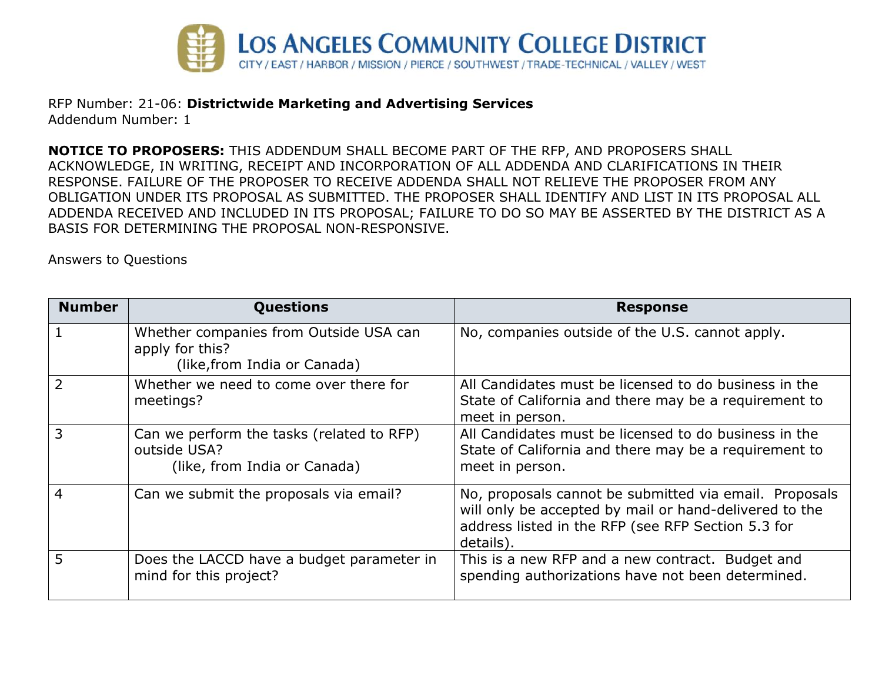# LOS ANGELES COMMUNITY COLLEGE DISTRICT

CITY / EAST / HARBOR / MISSION / PIERCE / SOUTHWEST / TRADE-TECHNICAL / VALLEY / WEST

RFP Number: 21-06: **Districtwide Marketing and Advertising Services**
Addendum Number: 1

**NOTICE TO PROPOSERS:** THIS ADDENDUM SHALL BECOME PART OF THE RFP, AND PROPOSERS SHALL ACKNOWLEDGE, IN WRITING, RECEIPT AND INCORPORATION OF ALL ADDENDA AND CLARIFICATIONS IN THEIR RESPONSE. FAILURE OF THE PROPOSER TO RECEIVE ADDENDA SHALL NOT RELIEVE THE PROPOSER FROM ANY OBLIGATION UNDER ITS PROPOSAL AS SUBMITTED. THE PROPOSER SHALL IDENTIFY AND LIST IN ITS PROPOSAL ALL ADDENDA RECEIVED AND INCLUDED IN ITS PROPOSAL; FAILURE TO DO SO MAY BE ASSERTED BY THE DISTRICT AS A BASIS FOR DETERMINING THE PROPOSAL NON-RESPONSIVE.

Answers to Questions

| Number | Questions | Response |
|---|---|---|
| 1 | Whether companies from Outside USA can apply for this? (like,from India or Canada) | No, companies outside of the U.S. cannot apply. |
| 2 | Whether we need to come over there for meetings? | All Candidates must be licensed to do business in the State of California and there may be a requirement to meet in person. |
| 3 | Can we perform the tasks (related to RFP) outside USA? (like, from India or Canada) | All Candidates must be licensed to do business in the State of California and there may be a requirement to meet in person. |
| 4 | Can we submit the proposals via email? | No, proposals cannot be submitted via email. Proposals will only be accepted by mail or hand-delivered to the address listed in the RFP (see RFP Section 5.3 for details). |
| 5 | Does the LACCD have a budget parameter in mind for this project? | This is a new RFP and a new contract. Budget and spending authorizations have not been determined. |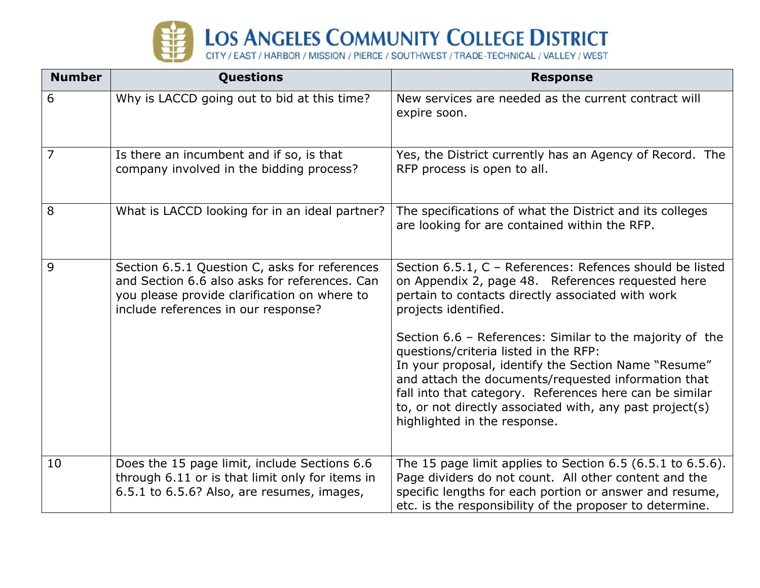| Number | Questions | Response |
|---|---|---|
| 6 | Why is LACCD going out to bid at this time? | New services are needed as the current contract will expire soon. |
| 7 | Is there an incumbent and if so, is that company involved in the bidding process? | Yes, the District currently has an Agency of Record. The RFP process is open to all. |
| 8 | What is LACCD looking for in an ideal partner? | The specifications of what the District and its colleges are looking for are contained within the RFP. |
| 9 | Section 6.5.1 Question C, asks for references and Section 6.6 also asks for references. Can you please provide clarification on where to include references in our response? | Section 6.5.1, C – References: Refences should be listed on Appendix 2, page 48. References requested here pertain to contacts directly associated with work projects identified.<br><br>Section 6.6 – References: Similar to the majority of the questions/criteria listed in the RFP:<br>In your proposal, identify the Section Name "Resume" and attach the documents/requested information that fall into that category. References here can be similar to, or not directly associated with, any past project(s) highlighted in the response. |
| 10 | Does the 15 page limit, include Sections 6.6 through 6.11 or is that limit only for items in 6.5.1 to 6.5.6? Also, are resumes, images, | The 15 page limit applies to Section 6.5 (6.5.1 to 6.5.6). Page dividers do not count. All other content and the specific lengths for each portion or answer and resume, etc. is the responsibility of the proposer to determine. |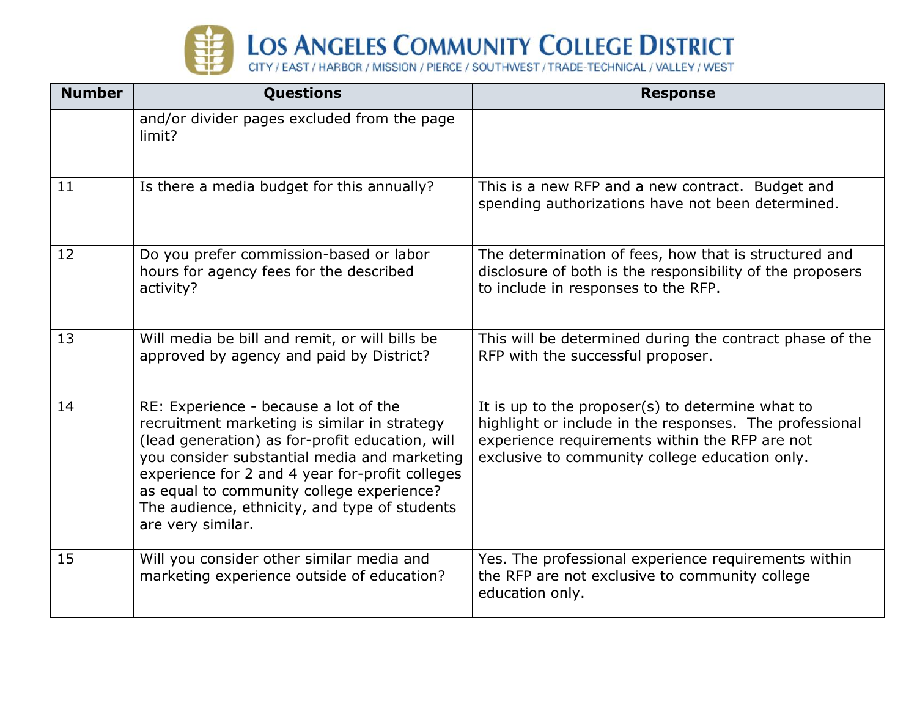| Number | Questions | Response |
|---|---|---|
| | and/or divider pages excluded from the page limit? | |
| 11 | Is there a media budget for this annually? | This is a new RFP and a new contract. Budget and spending authorizations have not been determined. |
| 12 | Do you prefer commission-based or labor hours for agency fees for the described activity? | The determination of fees, how that is structured and disclosure of both is the responsibility of the proposers to include in responses to the RFP. |
| 13 | Will media be bill and remit, or will bills be approved by agency and paid by District? | This will be determined during the contract phase of the RFP with the successful proposer. |
| 14 | RE: Experience - because a lot of the recruitment marketing is similar in strategy (lead generation) as for-profit education, will you consider substantial media and marketing experience for 2 and 4 year for-profit colleges as equal to community college experience? The audience, ethnicity, and type of students are very similar. | It is up to the proposer(s) to determine what to highlight or include in the responses. The professional experience requirements within the RFP are not exclusive to community college education only. |
| 15 | Will you consider other similar media and marketing experience outside of education? | Yes. The professional experience requirements within the RFP are not exclusive to community college education only. |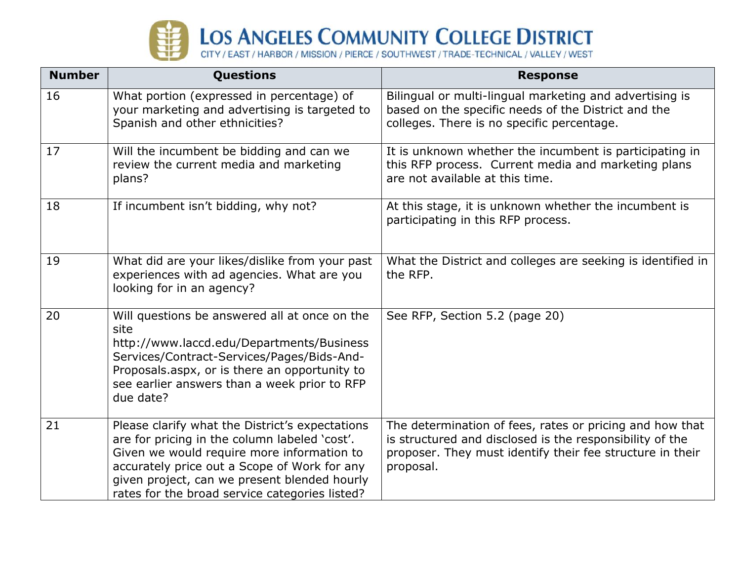| Number | Questions | Response |
|---|---|---|
| 16 | What portion (expressed in percentage) of your marketing and advertising is targeted to Spanish and other ethnicities? | Bilingual or multi-lingual marketing and advertising is based on the specific needs of the District and the colleges. There is no specific percentage. |
| 17 | Will the incumbent be bidding and can we review the current media and marketing plans? | It is unknown whether the incumbent is participating in this RFP process. Current media and marketing plans are not available at this time. |
| 18 | If incumbent isn't bidding, why not? | At this stage, it is unknown whether the incumbent is participating in this RFP process. |
| 19 | What did are your likes/dislike from your past experiences with ad agencies. What are you looking for in an agency? | What the District and colleges are seeking is identified in the RFP. |
| 20 | Will questions be answered all at once on the site http://www.laccd.edu/Departments/BusinessServices/Contract-Services/Pages/Bids-And-Proposals.aspx, or is there an opportunity to see earlier answers than a week prior to RFP due date? | See RFP, Section 5.2 (page 20) |
| 21 | Please clarify what the District's expectations are for pricing in the column labeled 'cost'. Given we would require more information to accurately price out a Scope of Work for any given project, can we present blended hourly rates for the broad service categories listed? | The determination of fees, rates or pricing and how that is structured and disclosed is the responsibility of the proposer. They must identify their fee structure in their proposal. |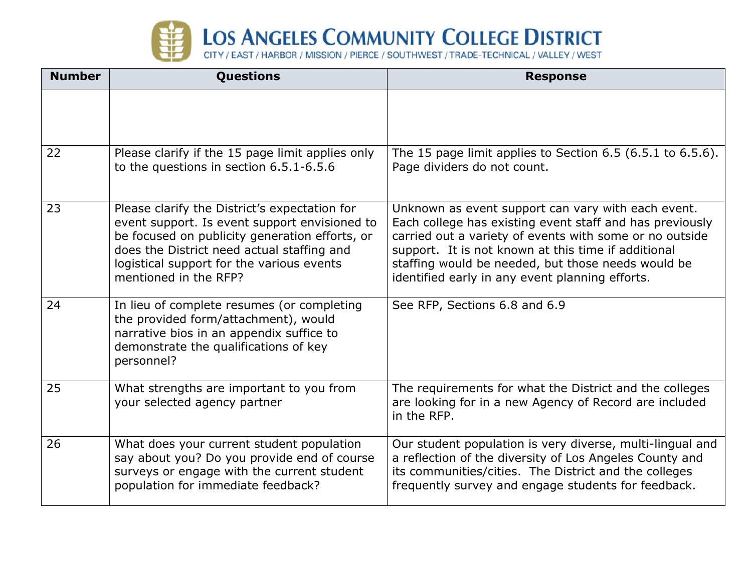| Number | Questions | Response |
|---|---|---|
| | | |
| 22 | Please clarify if the 15 page limit applies only to the questions in section 6.5.1-6.5.6 | The 15 page limit applies to Section 6.5 (6.5.1 to 6.5.6). Page dividers do not count. |
| 23 | Please clarify the District's expectation for event support. Is event support envisioned to be focused on publicity generation efforts, or does the District need actual staffing and logistical support for the various events mentioned in the RFP? | Unknown as event support can vary with each event. Each college has existing event staff and has previously carried out a variety of events with some or no outside support. It is not known at this time if additional staffing would be needed, but those needs would be identified early in any event planning efforts. |
| 24 | In lieu of complete resumes (or completing the provided form/attachment), would narrative bios in an appendix suffice to demonstrate the qualifications of key personnel? | See RFP, Sections 6.8 and 6.9 |
| 25 | What strengths are important to you from your selected agency partner | The requirements for what the District and the colleges are looking for in a new Agency of Record are included in the RFP. |
| 26 | What does your current student population say about you? Do you provide end of course surveys or engage with the current student population for immediate feedback? | Our student population is very diverse, multi-lingual and a reflection of the diversity of Los Angeles County and its communities/cities. The District and the colleges frequently survey and engage students for feedback. |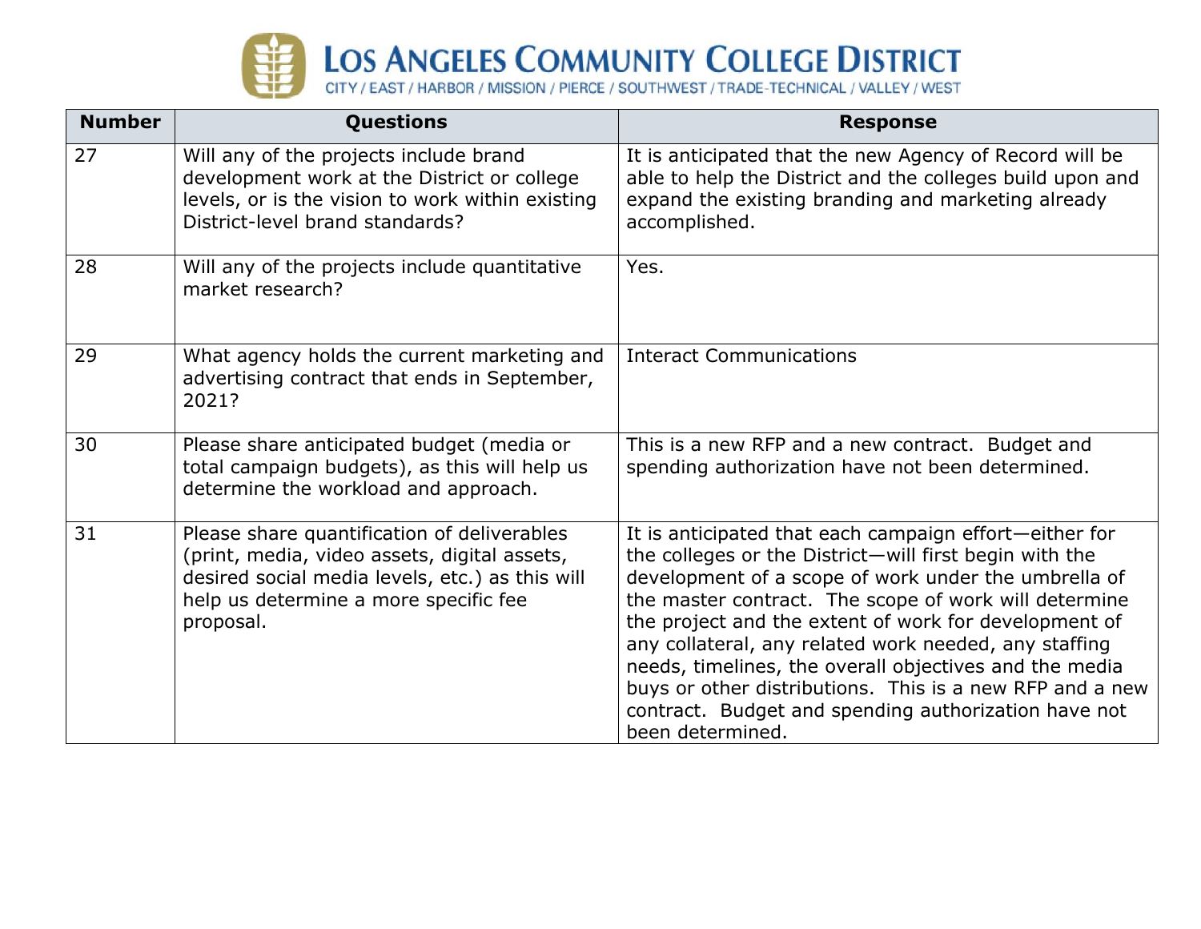| Number | Questions | Response |
| --- | --- | --- |
| 27 | Will any of the projects include brand development work at the District or college levels, or is the vision to work within existing District-level brand standards? | It is anticipated that the new Agency of Record will be able to help the District and the colleges build upon and expand the existing branding and marketing already accomplished. |
| 28 | Will any of the projects include quantitative market research? | Yes. |
| 29 | What agency holds the current marketing and advertising contract that ends in September, 2021? | Interact Communications |
| 30 | Please share anticipated budget (media or total campaign budgets), as this will help us determine the workload and approach. | This is a new RFP and a new contract. Budget and spending authorization have not been determined. |
| 31 | Please share quantification of deliverables (print, media, video assets, digital assets, desired social media levels, etc.) as this will help us determine a more specific fee proposal. | It is anticipated that each campaign effort—either for the colleges or the District—will first begin with the development of a scope of work under the umbrella of the master contract. The scope of work will determine the project and the extent of work for development of any collateral, any related work needed, any staffing needs, timelines, the overall objectives and the media buys or other distributions. This is a new RFP and a new contract. Budget and spending authorization have not been determined. |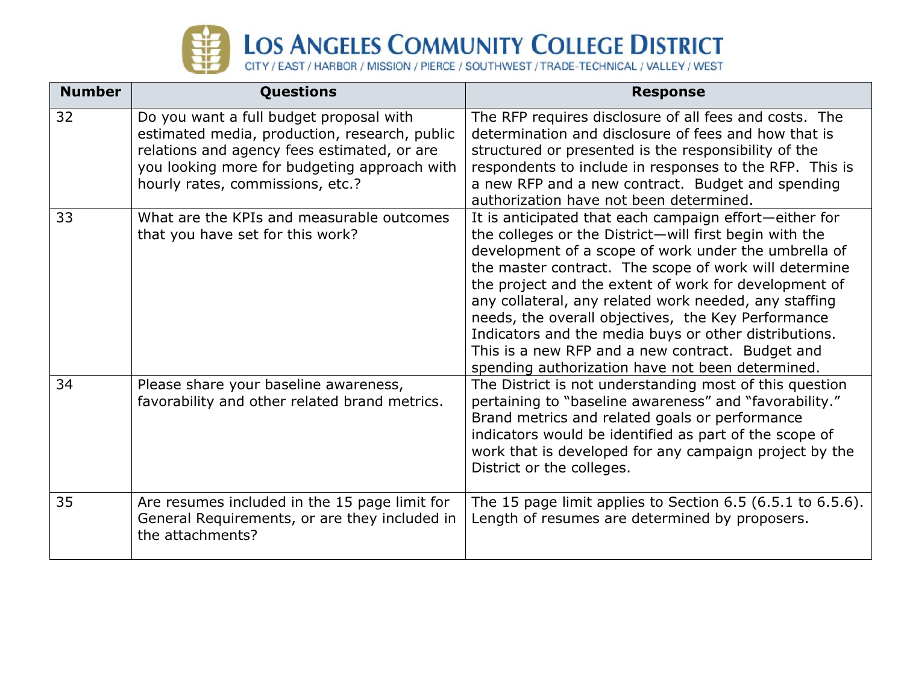| Number | Questions | Response |
|---|---|---|
| 32 | Do you want a full budget proposal with estimated media, production, research, public relations and agency fees estimated, or are you looking more for budgeting approach with hourly rates, commissions, etc.? | The RFP requires disclosure of all fees and costs. The determination and disclosure of fees and how that is structured or presented is the responsibility of the respondents to include in responses to the RFP. This is a new RFP and a new contract. Budget and spending authorization have not been determined. |
| 33 | What are the KPIs and measurable outcomes that you have set for this work? | It is anticipated that each campaign effort—either for the colleges or the District—will first begin with the development of a scope of work under the umbrella of the master contract. The scope of work will determine the project and the extent of work for development of any collateral, any related work needed, any staffing needs, the overall objectives, the Key Performance Indicators and the media buys or other distributions. This is a new RFP and a new contract. Budget and spending authorization have not been determined. |
| 34 | Please share your baseline awareness, favorability and other related brand metrics. | The District is not understanding most of this question pertaining to "baseline awareness" and "favorability." Brand metrics and related goals or performance indicators would be identified as part of the scope of work that is developed for any campaign project by the District or the colleges. |
| 35 | Are resumes included in the 15 page limit for General Requirements, or are they included in the attachments? | The 15 page limit applies to Section 6.5 (6.5.1 to 6.5.6). Length of resumes are determined by proposers. |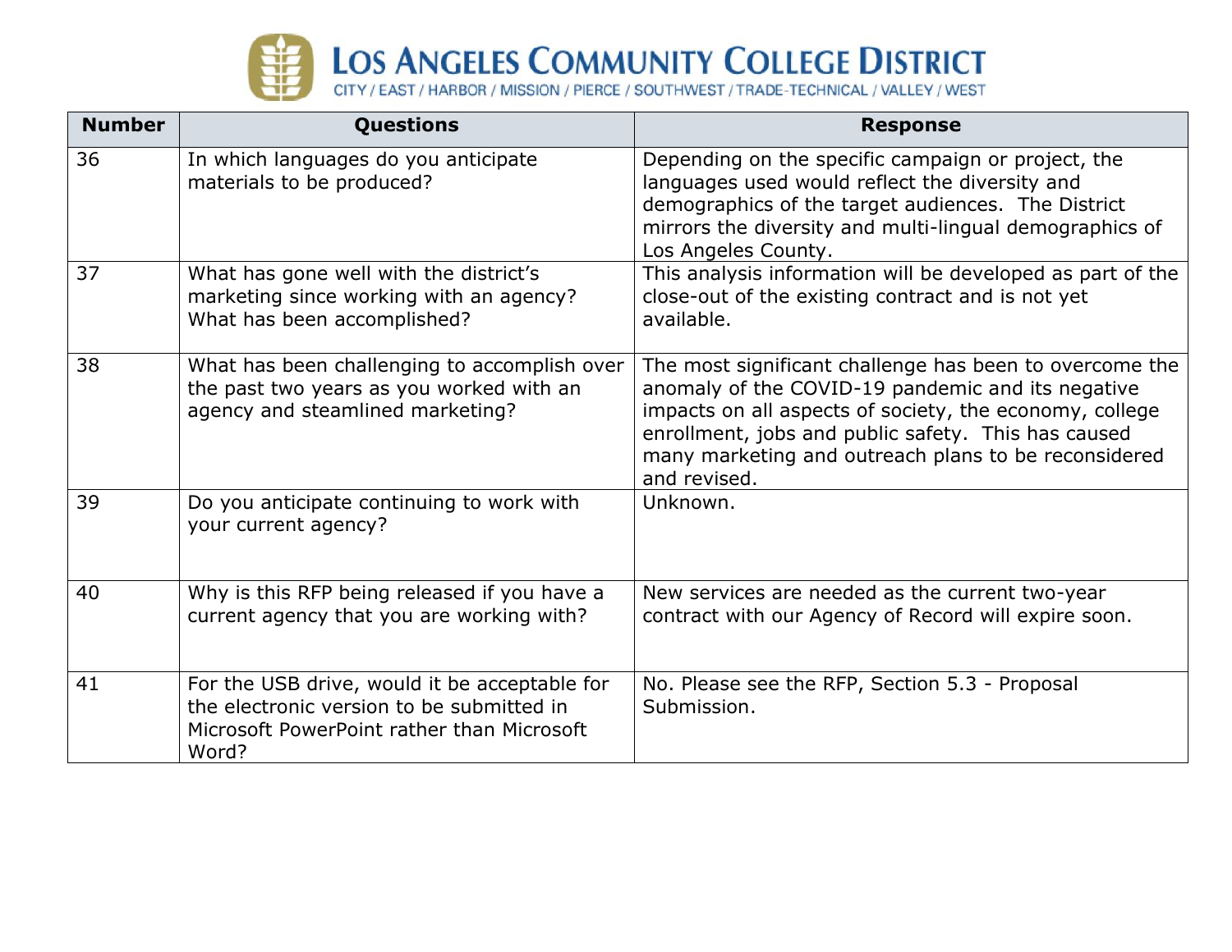| Number | Questions | Response |
|---|---|---|
| 36 | In which languages do you anticipate materials to be produced? | Depending on the specific campaign or project, the languages used would reflect the diversity and demographics of the target audiences. The District mirrors the diversity and multi-lingual demographics of Los Angeles County. |
| 37 | What has gone well with the district's marketing since working with an agency? What has been accomplished? | This analysis information will be developed as part of the close-out of the existing contract and is not yet available. |
| 38 | What has been challenging to accomplish over the past two years as you worked with an agency and steamlined marketing? | The most significant challenge has been to overcome the anomaly of the COVID-19 pandemic and its negative impacts on all aspects of society, the economy, college enrollment, jobs and public safety. This has caused many marketing and outreach plans to be reconsidered and revised. |
| 39 | Do you anticipate continuing to work with your current agency? | Unknown. |
| 40 | Why is this RFP being released if you have a current agency that you are working with? | New services are needed as the current two-year contract with our Agency of Record will expire soon. |
| 41 | For the USB drive, would it be acceptable for the electronic version to be submitted in Microsoft PowerPoint rather than Microsoft Word? | No. Please see the RFP, Section 5.3 - Proposal Submission. |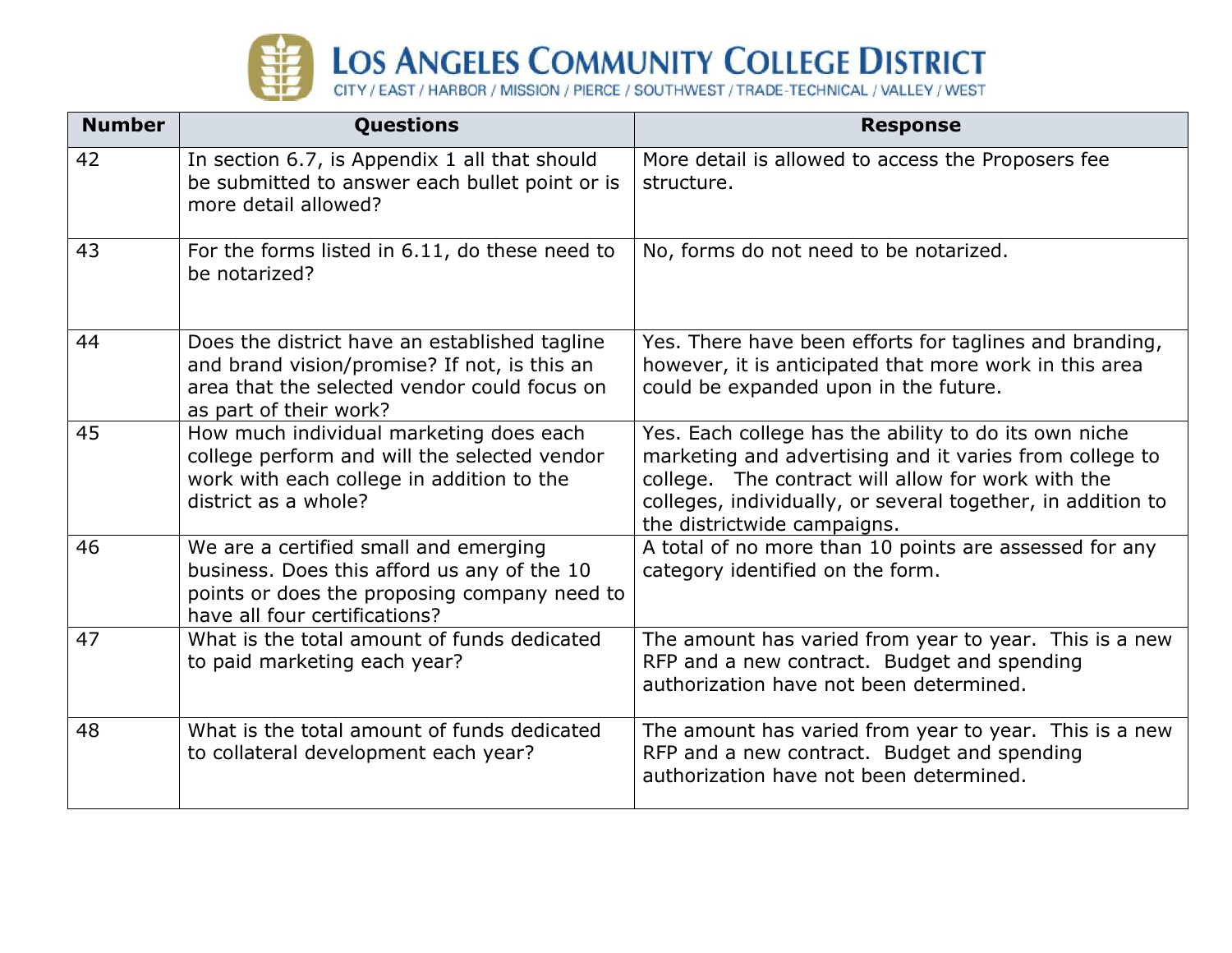| Number | Questions | Response |
|---|---|---|
| 42 | In section 6.7, is Appendix 1 all that should be submitted to answer each bullet point or is more detail allowed? | More detail is allowed to access the Proposers fee structure. |
| 43 | For the forms listed in 6.11, do these need to be notarized? | No, forms do not need to be notarized. |
| 44 | Does the district have an established tagline and brand vision/promise? If not, is this an area that the selected vendor could focus on as part of their work? | Yes. There have been efforts for taglines and branding, however, it is anticipated that more work in this area could be expanded upon in the future. |
| 45 | How much individual marketing does each college perform and will the selected vendor work with each college in addition to the district as a whole? | Yes. Each college has the ability to do its own niche marketing and advertising and it varies from college to college. The contract will allow for work with the colleges, individually, or several together, in addition to the districtwide campaigns. |
| 46 | We are a certified small and emerging business. Does this afford us any of the 10 points or does the proposing company need to have all four certifications? | A total of no more than 10 points are assessed for any category identified on the form. |
| 47 | What is the total amount of funds dedicated to paid marketing each year? | The amount has varied from year to year. This is a new RFP and a new contract. Budget and spending authorization have not been determined. |
| 48 | What is the total amount of funds dedicated to collateral development each year? | The amount has varied from year to year. This is a new RFP and a new contract. Budget and spending authorization have not been determined. |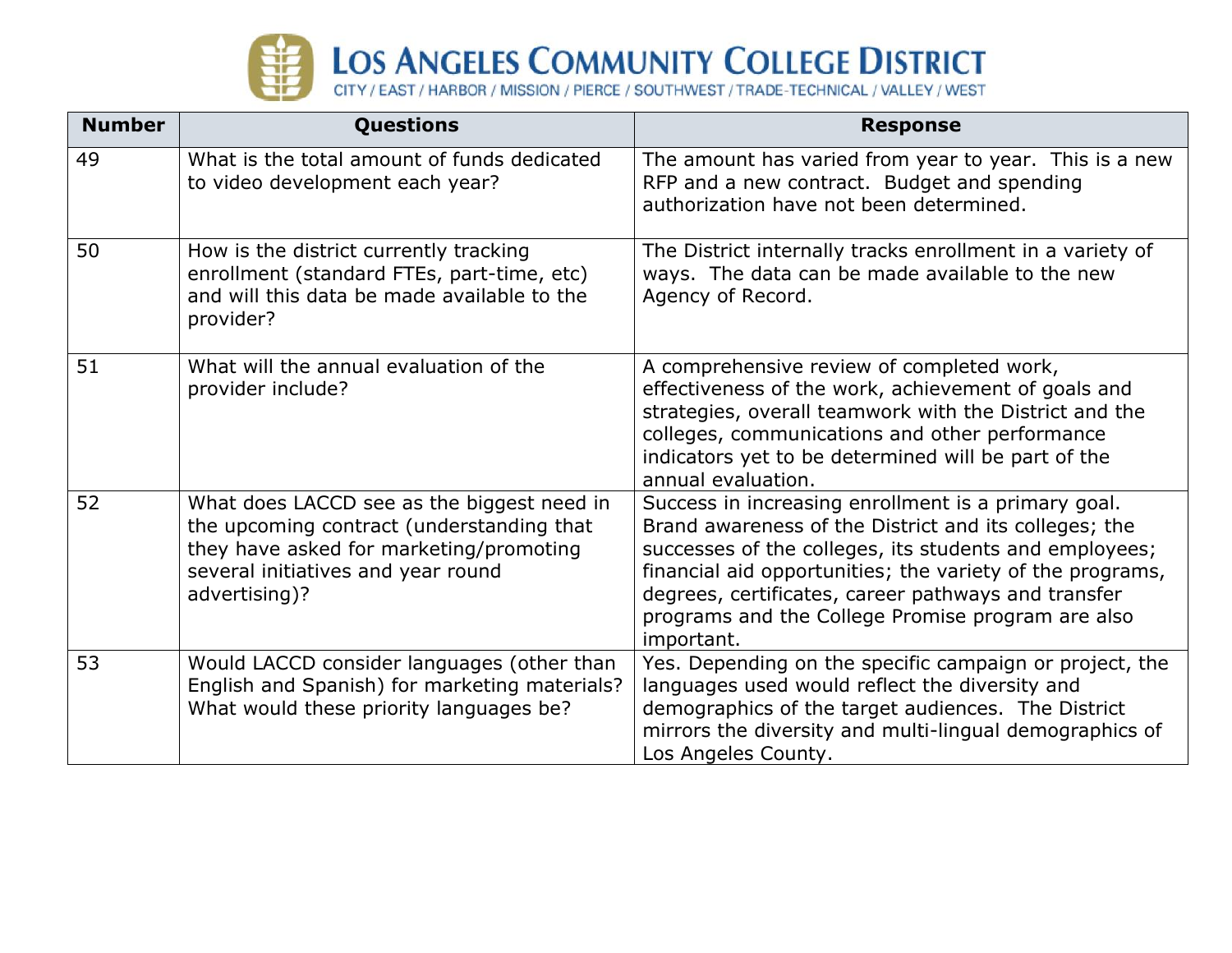| Number | Questions | Response |
|---|---|---|
| 49 | What is the total amount of funds dedicated to video development each year? | The amount has varied from year to year. This is a new RFP and a new contract. Budget and spending authorization have not been determined. |
| 50 | How is the district currently tracking enrollment (standard FTEs, part-time, etc) and will this data be made available to the provider? | The District internally tracks enrollment in a variety of ways. The data can be made available to the new Agency of Record. |
| 51 | What will the annual evaluation of the provider include? | A comprehensive review of completed work, effectiveness of the work, achievement of goals and strategies, overall teamwork with the District and the colleges, communications and other performance indicators yet to be determined will be part of the annual evaluation. |
| 52 | What does LACCD see as the biggest need in the upcoming contract (understanding that they have asked for marketing/promoting several initiatives and year round advertising)? | Success in increasing enrollment is a primary goal. Brand awareness of the District and its colleges; the successes of the colleges, its students and employees; financial aid opportunities; the variety of the programs, degrees, certificates, career pathways and transfer programs and the College Promise program are also important. |
| 53 | Would LACCD consider languages (other than English and Spanish) for marketing materials? What would these priority languages be? | Yes. Depending on the specific campaign or project, the languages used would reflect the diversity and demographics of the target audiences. The District mirrors the diversity and multi-lingual demographics of Los Angeles County. |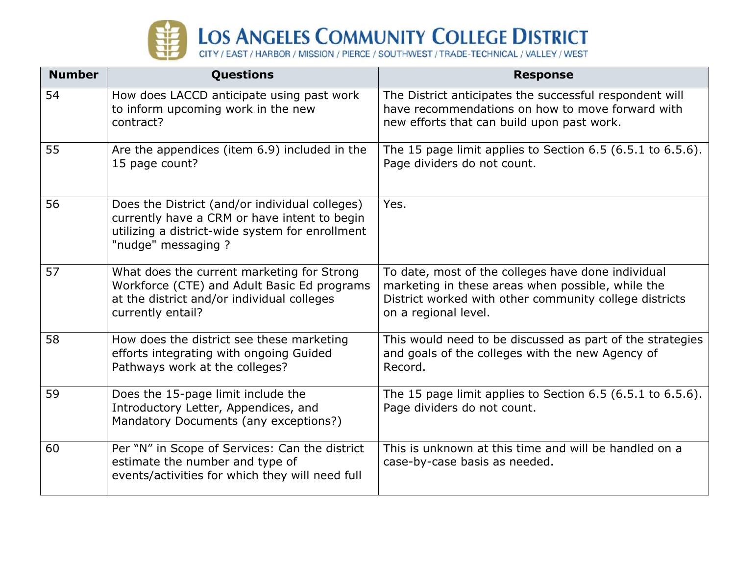| Number | Questions | Response |
|---|---|---|
| 54 | How does LACCD anticipate using past work to inform upcoming work in the new contract? | The District anticipates the successful respondent will have recommendations on how to move forward with new efforts that can build upon past work. |
| 55 | Are the appendices (item 6.9) included in the 15 page count? | The 15 page limit applies to Section 6.5 (6.5.1 to 6.5.6). Page dividers do not count. |
| 56 | Does the District (and/or individual colleges) currently have a CRM or have intent to begin utilizing a district-wide system for enrollment "nudge" messaging ? | Yes. |
| 57 | What does the current marketing for Strong Workforce (CTE) and Adult Basic Ed programs at the district and/or individual colleges currently entail? | To date, most of the colleges have done individual marketing in these areas when possible, while the District worked with other community college districts on a regional level. |
| 58 | How does the district see these marketing efforts integrating with ongoing Guided Pathways work at the colleges? | This would need to be discussed as part of the strategies and goals of the colleges with the new Agency of Record. |
| 59 | Does the 15-page limit include the Introductory Letter, Appendices, and Mandatory Documents (any exceptions?) | The 15 page limit applies to Section 6.5 (6.5.1 to 6.5.6). Page dividers do not count. |
| 60 | Per "N" in Scope of Services: Can the district estimate the number and type of events/activities for which they will need full | This is unknown at this time and will be handled on a case-by-case basis as needed. |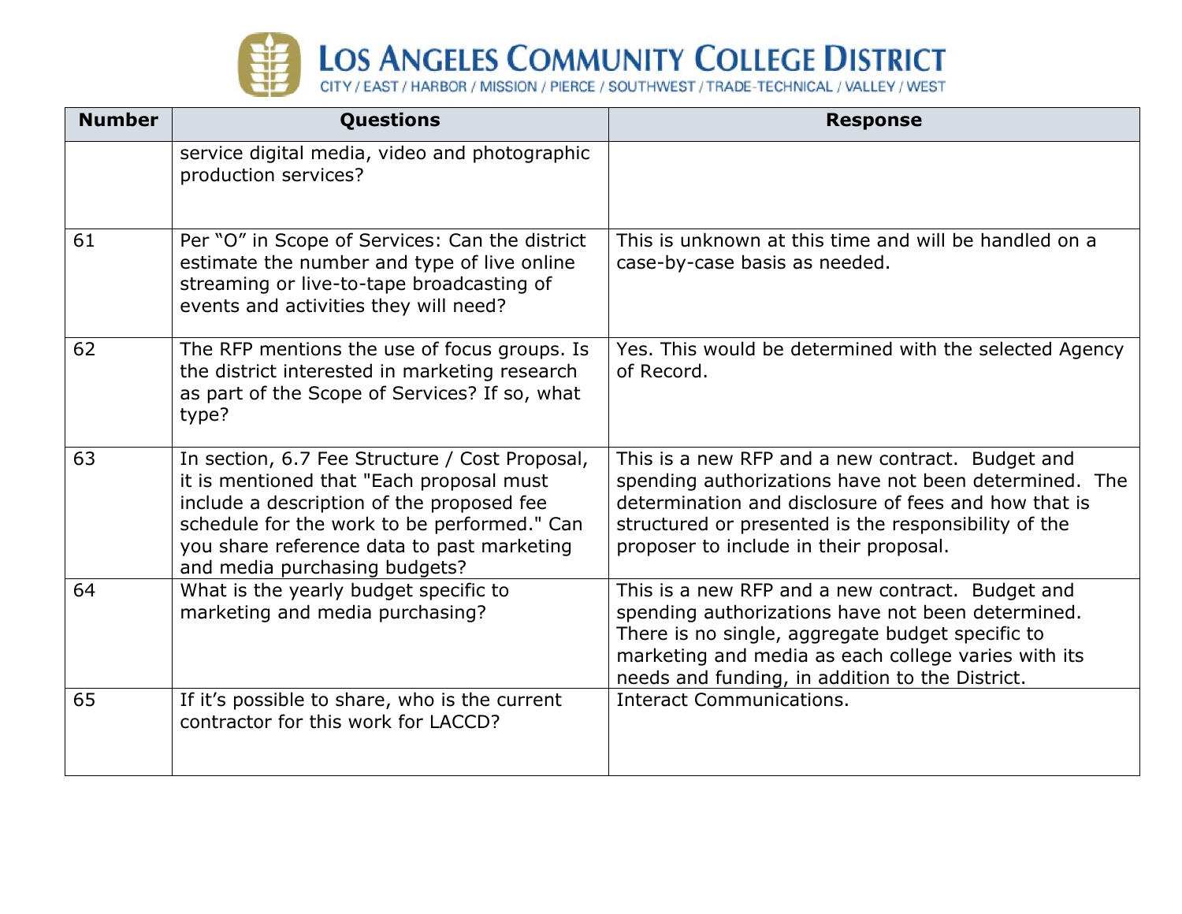| Number | Questions | Response |
|---|---|---|
| | service digital media, video and photographic production services? | |
| 61 | Per "O" in Scope of Services: Can the district estimate the number and type of live online streaming or live-to-tape broadcasting of events and activities they will need? | This is unknown at this time and will be handled on a case-by-case basis as needed. |
| 62 | The RFP mentions the use of focus groups. Is the district interested in marketing research as part of the Scope of Services? If so, what type? | Yes. This would be determined with the selected Agency of Record. |
| 63 | In section, 6.7 Fee Structure / Cost Proposal, it is mentioned that "Each proposal must include a description of the proposed fee schedule for the work to be performed." Can you share reference data to past marketing and media purchasing budgets? | This is a new RFP and a new contract. Budget and spending authorizations have not been determined. The determination and disclosure of fees and how that is structured or presented is the responsibility of the proposer to include in their proposal. |
| 64 | What is the yearly budget specific to marketing and media purchasing? | This is a new RFP and a new contract. Budget and spending authorizations have not been determined. There is no single, aggregate budget specific to marketing and media as each college varies with its needs and funding, in addition to the District. |
| 65 | If it's possible to share, who is the current contractor for this work for LACCD? | Interact Communications. |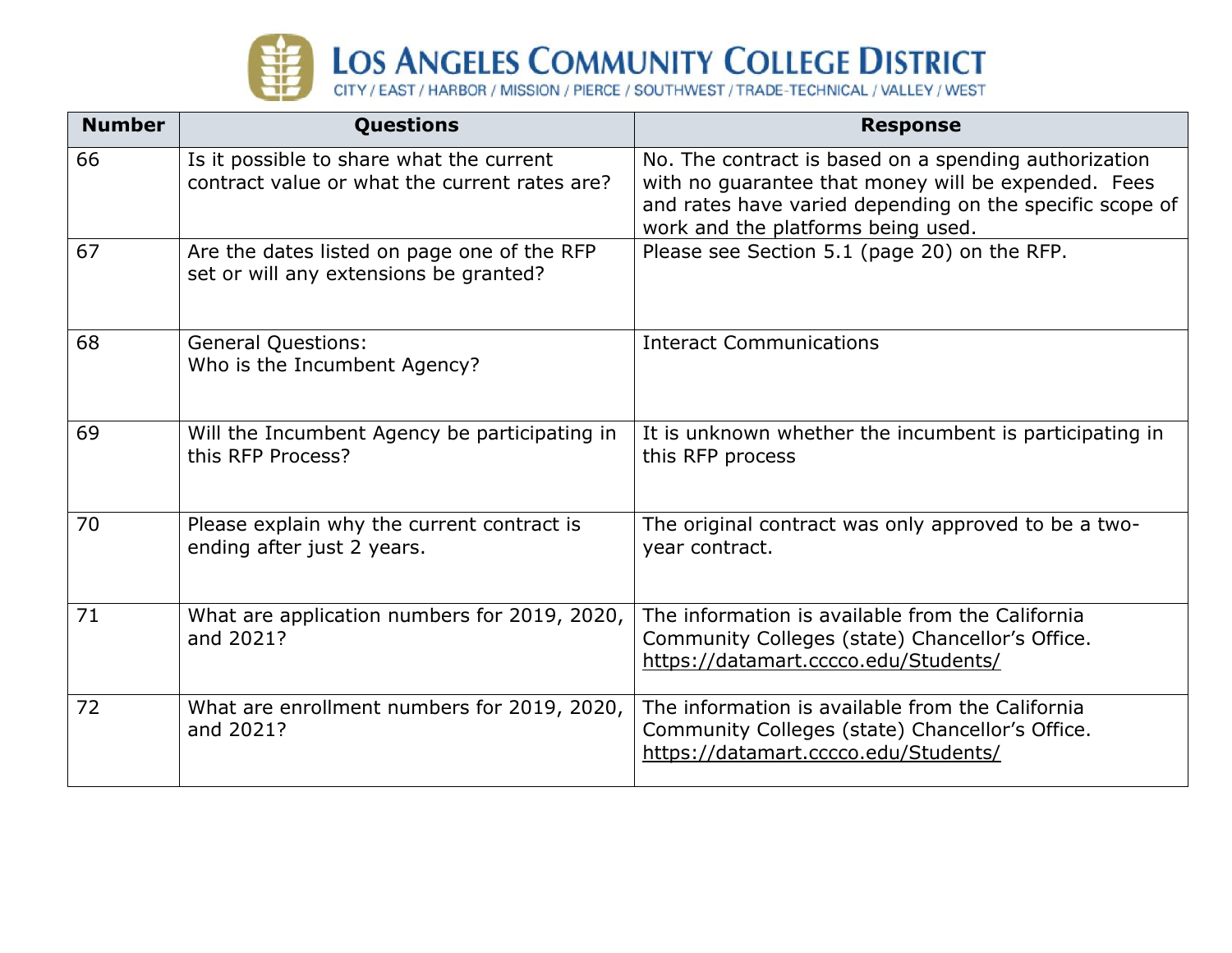| Number | Questions | Response |
|---|---|---|
| 66 | Is it possible to share what the current contract value or what the current rates are? | No. The contract is based on a spending authorization with no guarantee that money will be expended. Fees and rates have varied depending on the specific scope of work and the platforms being used. |
| 67 | Are the dates listed on page one of the RFP set or will any extensions be granted? | Please see Section 5.1 (page 20) on the RFP. |
| 68 | General Questions:<br>Who is the Incumbent Agency? | Interact Communications |
| 69 | Will the Incumbent Agency be participating in this RFP Process? | It is unknown whether the incumbent is participating in this RFP process |
| 70 | Please explain why the current contract is ending after just 2 years. | The original contract was only approved to be a two-year contract. |
| 71 | What are application numbers for 2019, 2020, and 2021? | The information is available from the California Community Colleges (state) Chancellor's Office. https://datamart.cccco.edu/Students/ |
| 72 | What are enrollment numbers for 2019, 2020, and 2021? | The information is available from the California Community Colleges (state) Chancellor's Office. https://datamart.cccco.edu/Students/ |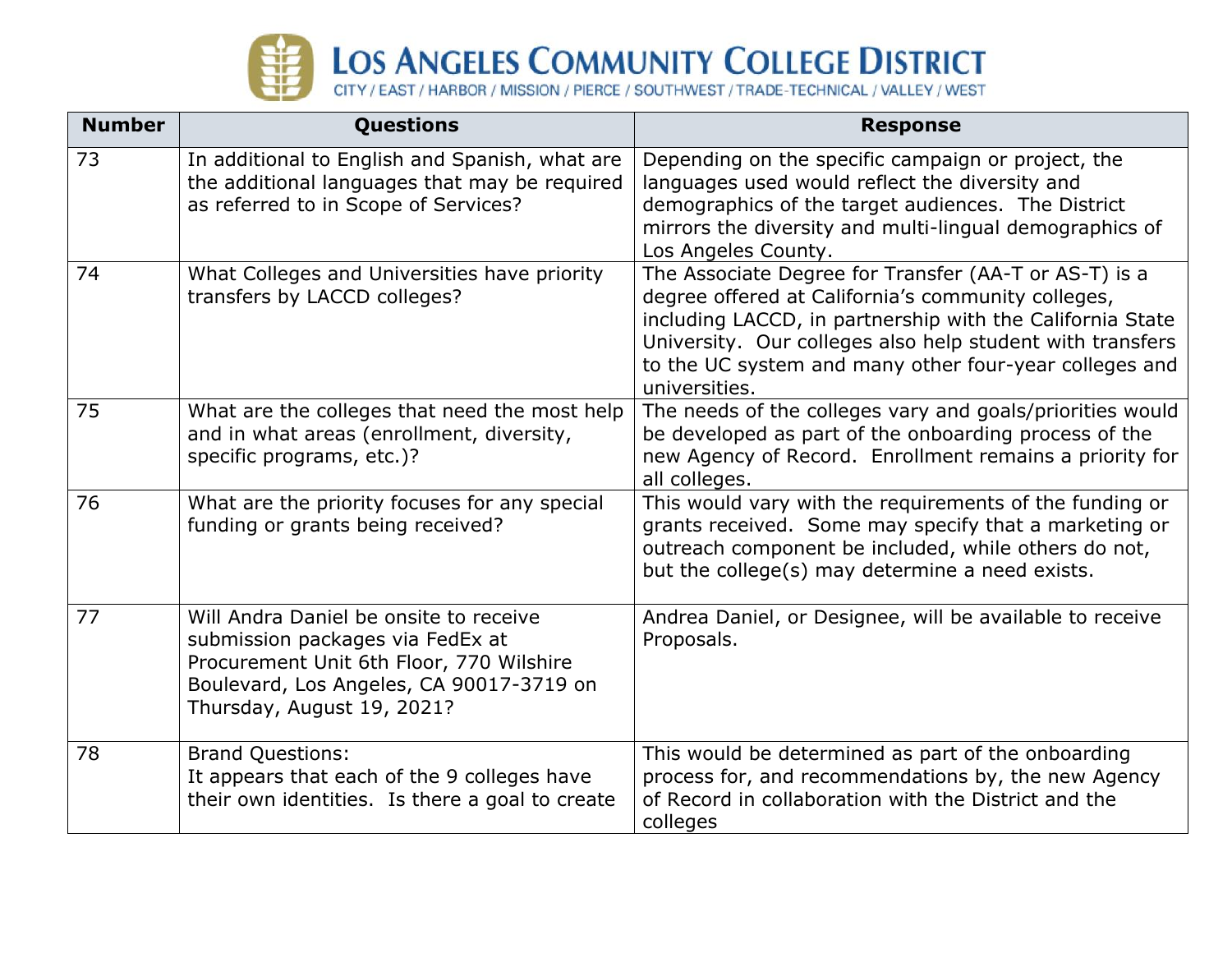| Number | Questions | Response |
|---|---|---|
| 73 | In additional to English and Spanish, what are the additional languages that may be required as referred to in Scope of Services? | Depending on the specific campaign or project, the languages used would reflect the diversity and demographics of the target audiences. The District mirrors the diversity and multi-lingual demographics of Los Angeles County. |
| 74 | What Colleges and Universities have priority transfers by LACCD colleges? | The Associate Degree for Transfer (AA-T or AS-T) is a degree offered at California's community colleges, including LACCD, in partnership with the California State University. Our colleges also help student with transfers to the UC system and many other four-year colleges and universities. |
| 75 | What are the colleges that need the most help and in what areas (enrollment, diversity, specific programs, etc.)? | The needs of the colleges vary and goals/priorities would be developed as part of the onboarding process of the new Agency of Record. Enrollment remains a priority for all colleges. |
| 76 | What are the priority focuses for any special funding or grants being received? | This would vary with the requirements of the funding or grants received. Some may specify that a marketing or outreach component be included, while others do not, but the college(s) may determine a need exists. |
| 77 | Will Andra Daniel be onsite to receive submission packages via FedEx at Procurement Unit 6th Floor, 770 Wilshire Boulevard, Los Angeles, CA 90017-3719 on Thursday, August 19, 2021? | Andrea Daniel, or Designee, will be available to receive Proposals. |
| 78 | Brand Questions:<br>It appears that each of the 9 colleges have their own identities. Is there a goal to create | This would be determined as part of the onboarding process for, and recommendations by, the new Agency of Record in collaboration with the District and the colleges |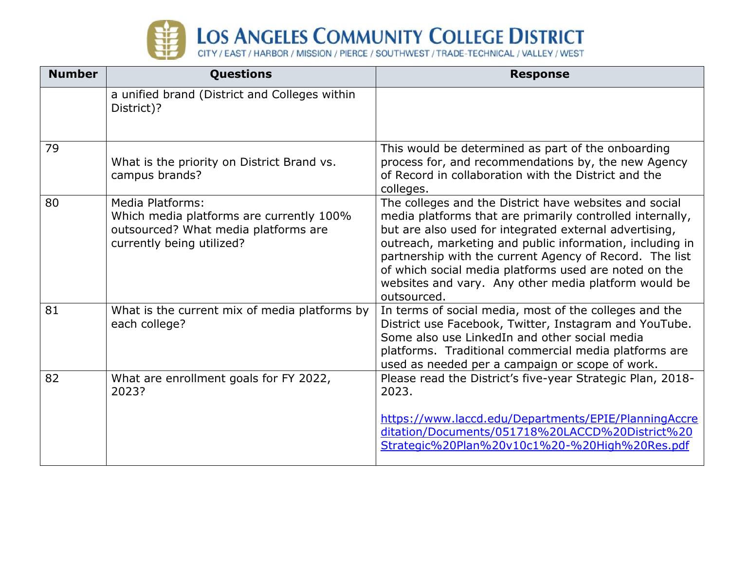| Number | Questions | Response |
|---|---|---|
| | a unified brand (District and Colleges within District)? | |
| 79 | What is the priority on District Brand vs. campus brands? | This would be determined as part of the onboarding process for, and recommendations by, the new Agency of Record in collaboration with the District and the colleges. |
| 80 | Media Platforms:<br>Which media platforms are currently 100% outsourced? What media platforms are currently being utilized? | The colleges and the District have websites and social media platforms that are primarily controlled internally, but are also used for integrated external advertising, outreach, marketing and public information, including in partnership with the current Agency of Record. The list of which social media platforms used are noted on the websites and vary. Any other media platform would be outsourced. |
| 81 | What is the current mix of media platforms by each college? | In terms of social media, most of the colleges and the District use Facebook, Twitter, Instagram and YouTube. Some also use LinkedIn and other social media platforms. Traditional commercial media platforms are used as needed per a campaign or scope of work. |
| 82 | What are enrollment goals for FY 2022, 2023? | Please read the District's five-year Strategic Plan, 2018-2023.<br><br>https://www.laccd.edu/Departments/EPIE/PlanningAccreditation/Documents/051718%20LACCD%20District%20Strategic%20Plan%20v10c1%20-%20High%20Res.pdf |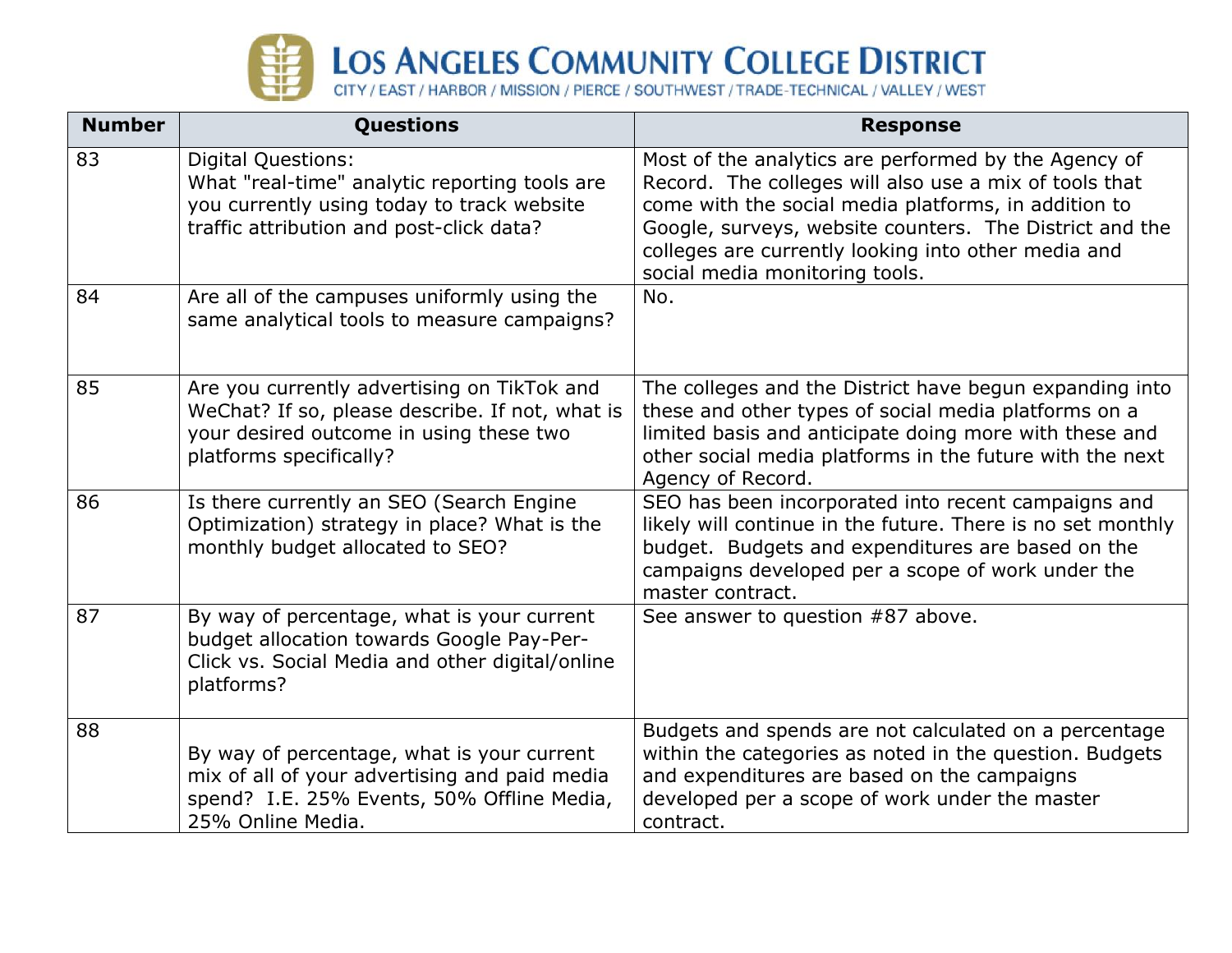| Number | Questions | Response |
|---|---|---|
| 83 | Digital Questions: What "real-time" analytic reporting tools are you currently using today to track website traffic attribution and post-click data? | Most of the analytics are performed by the Agency of Record. The colleges will also use a mix of tools that come with the social media platforms, in addition to Google, surveys, website counters. The District and the colleges are currently looking into other media and social media monitoring tools. |
| 84 | Are all of the campuses uniformly using the same analytical tools to measure campaigns? | No. |
| 85 | Are you currently advertising on TikTok and WeChat? If so, please describe. If not, what is your desired outcome in using these two platforms specifically? | The colleges and the District have begun expanding into these and other types of social media platforms on a limited basis and anticipate doing more with these and other social media platforms in the future with the next Agency of Record. |
| 86 | Is there currently an SEO (Search Engine Optimization) strategy in place? What is the monthly budget allocated to SEO? | SEO has been incorporated into recent campaigns and likely will continue in the future. There is no set monthly budget. Budgets and expenditures are based on the campaigns developed per a scope of work under the master contract. |
| 87 | By way of percentage, what is your current budget allocation towards Google Pay-Per-Click vs. Social Media and other digital/online platforms? | See answer to question #87 above. |
| 88 | By way of percentage, what is your current mix of all of your advertising and paid media spend? I.E. 25% Events, 50% Offline Media, 25% Online Media. | Budgets and spends are not calculated on a percentage within the categories as noted in the question. Budgets and expenditures are based on the campaigns developed per a scope of work under the master contract. |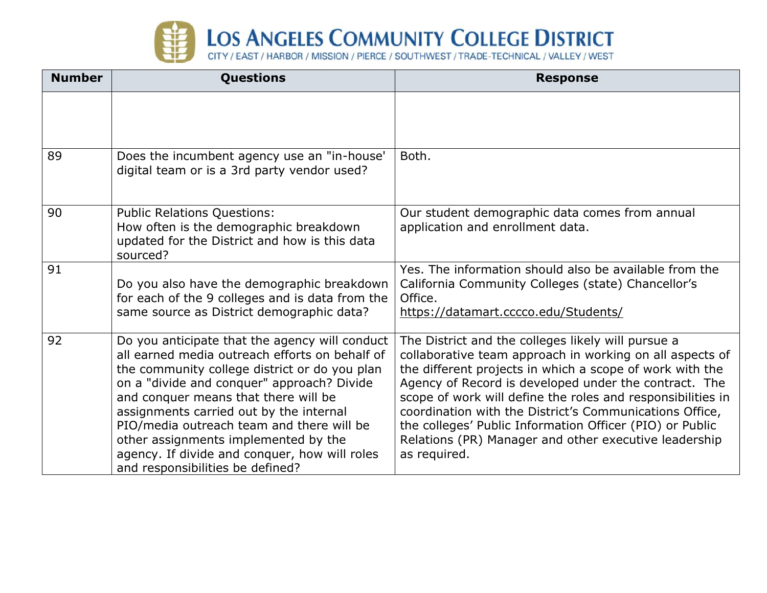| Number | Questions | Response |
|---|---|---|
| | | |
| 89 | Does the incumbent agency use an "in-house' digital team or is a 3rd party vendor used? | Both. |
| 90 | Public Relations Questions:<br>How often is the demographic breakdown updated for the District and how is this data sourced? | Our student demographic data comes from annual application and enrollment data. |
| 91 | Do you also have the demographic breakdown for each of the 9 colleges and is data from the same source as District demographic data? | Yes. The information should also be available from the California Community Colleges (state) Chancellor's Office.<br>https://datamart.cccco.edu/Students/ |
| 92 | Do you anticipate that the agency will conduct all earned media outreach efforts on behalf of the community college district or do you plan on a "divide and conquer" approach? Divide and conquer means that there will be assignments carried out by the internal PIO/media outreach team and there will be other assignments implemented by the agency. If divide and conquer, how will roles and responsibilities be defined? | The District and the colleges likely will pursue a collaborative team approach in working on all aspects of the different projects in which a scope of work with the Agency of Record is developed under the contract. The scope of work will define the roles and responsibilities in coordination with the District's Communications Office, the colleges' Public Information Officer (PIO) or Public Relations (PR) Manager and other executive leadership as required. |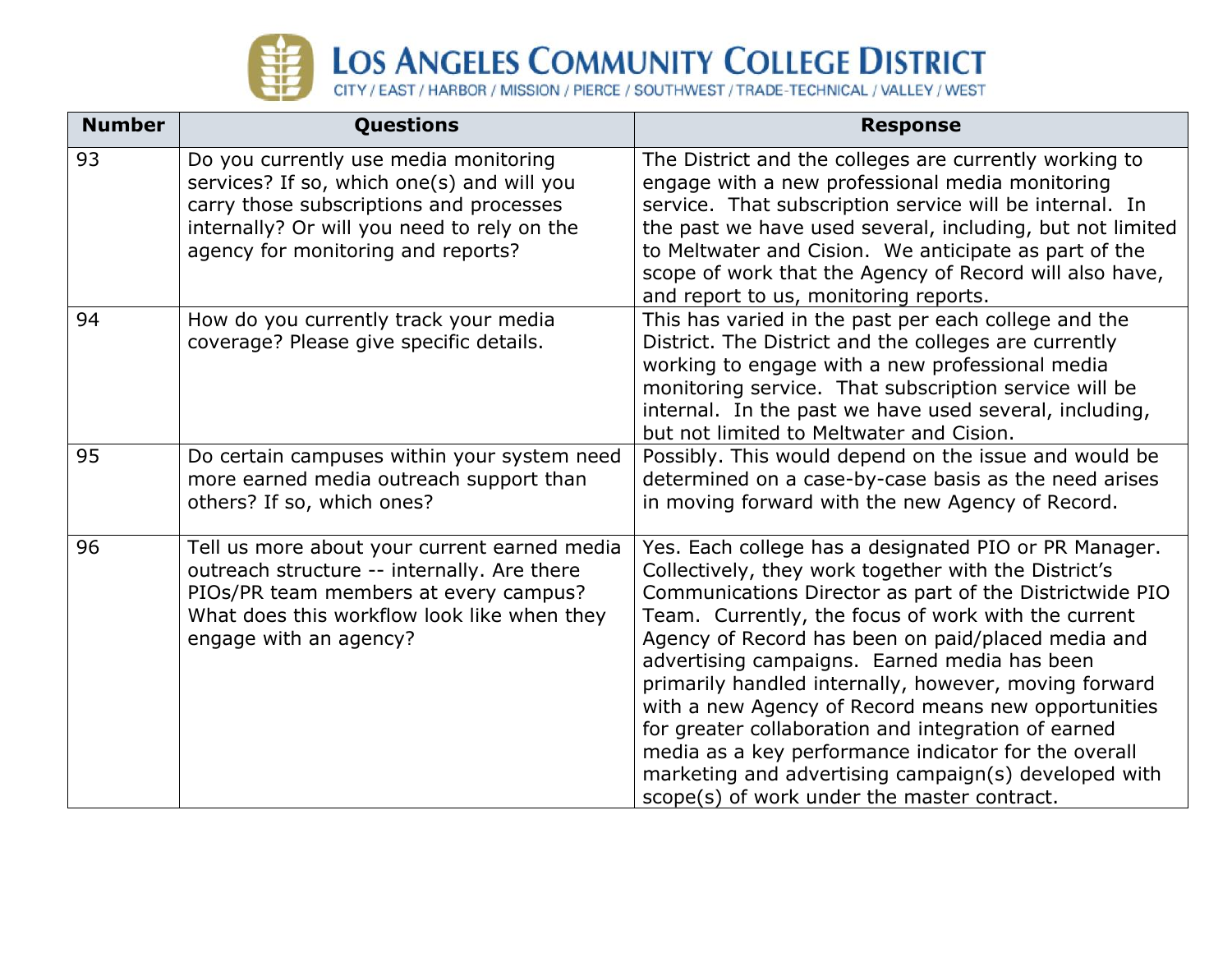| Number | Questions | Response |
|---|---|---|
| 93 | Do you currently use media monitoring services? If so, which one(s) and will you carry those subscriptions and processes internally? Or will you need to rely on the agency for monitoring and reports? | The District and the colleges are currently working to engage with a new professional media monitoring service. That subscription service will be internal. In the past we have used several, including, but not limited to Meltwater and Cision. We anticipate as part of the scope of work that the Agency of Record will also have, and report to us, monitoring reports. |
| 94 | How do you currently track your media coverage? Please give specific details. | This has varied in the past per each college and the District. The District and the colleges are currently working to engage with a new professional media monitoring service. That subscription service will be internal. In the past we have used several, including, but not limited to Meltwater and Cision. |
| 95 | Do certain campuses within your system need more earned media outreach support than others? If so, which ones? | Possibly. This would depend on the issue and would be determined on a case-by-case basis as the need arises in moving forward with the new Agency of Record. |
| 96 | Tell us more about your current earned media outreach structure -- internally. Are there PIOs/PR team members at every campus? What does this workflow look like when they engage with an agency? | Yes. Each college has a designated PIO or PR Manager. Collectively, they work together with the District's Communications Director as part of the Districtwide PIO Team. Currently, the focus of work with the current Agency of Record has been on paid/placed media and advertising campaigns. Earned media has been primarily handled internally, however, moving forward with a new Agency of Record means new opportunities for greater collaboration and integration of earned media as a key performance indicator for the overall marketing and advertising campaign(s) developed with scope(s) of work under the master contract. |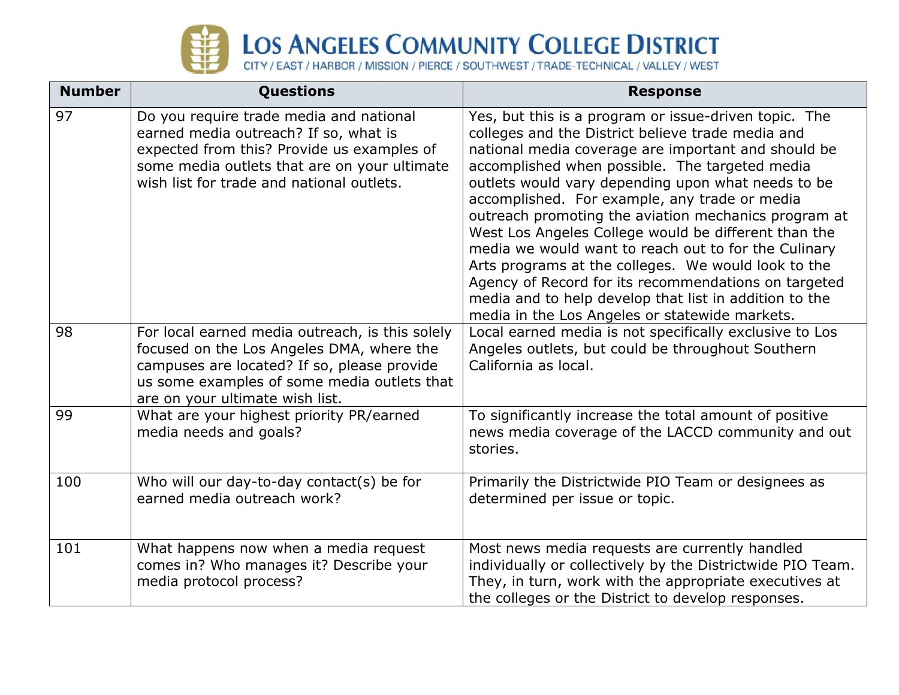| Number | Questions | Response |
|---|---|---|
| 97 | Do you require trade media and national earned media outreach? If so, what is expected from this? Provide us examples of some media outlets that are on your ultimate wish list for trade and national outlets. | Yes, but this is a program or issue-driven topic. The colleges and the District believe trade media and national media coverage are important and should be accomplished when possible. The targeted media outlets would vary depending upon what needs to be accomplished. For example, any trade or media outreach promoting the aviation mechanics program at West Los Angeles College would be different than the media we would want to reach out to for the Culinary Arts programs at the colleges. We would look to the Agency of Record for its recommendations on targeted media and to help develop that list in addition to the media in the Los Angeles or statewide markets. |
| 98 | For local earned media outreach, is this solely focused on the Los Angeles DMA, where the campuses are located? If so, please provide us some examples of some media outlets that are on your ultimate wish list. | Local earned media is not specifically exclusive to Los Angeles outlets, but could be throughout Southern California as local. |
| 99 | What are your highest priority PR/earned media needs and goals? | To significantly increase the total amount of positive news media coverage of the LACCD community and out stories. |
| 100 | Who will our day-to-day contact(s) be for earned media outreach work? | Primarily the Districtwide PIO Team or designees as determined per issue or topic. |
| 101 | What happens now when a media request comes in? Who manages it? Describe your media protocol process? | Most news media requests are currently handled individually or collectively by the Districtwide PIO Team. They, in turn, work with the appropriate executives at the colleges or the District to develop responses. |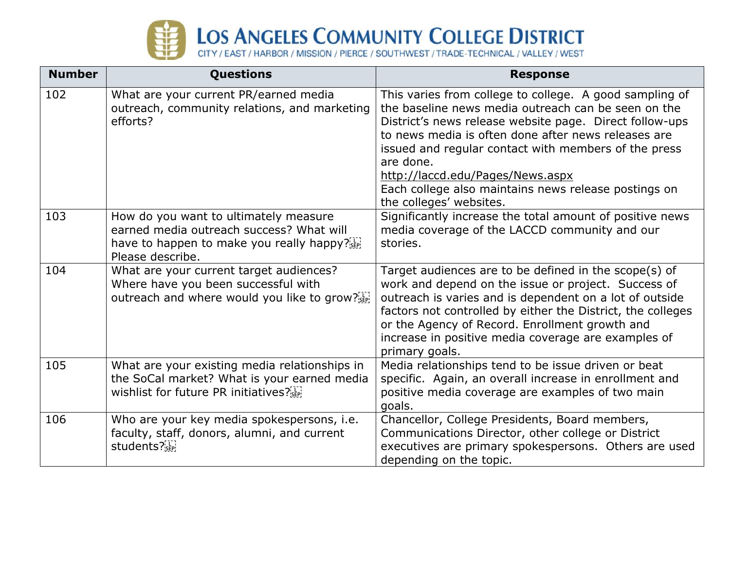| Number | Questions | Response |
|---|---|---|
| 102 | What are your current PR/earned media outreach, community relations, and marketing efforts? | This varies from college to college. A good sampling of the baseline news media outreach can be seen on the District's news release website page. Direct follow-ups to news media is often done after news releases are issued and regular contact with members of the press are done. http://laccd.edu/Pages/News.aspx Each college also maintains news release postings on the colleges' websites. |
| 103 | How do you want to ultimately measure earned media outreach success? What will have to happen to make you really happy? Please describe. | Significantly increase the total amount of positive news media coverage of the LACCD community and our stories. |
| 104 | What are your current target audiences? Where have you been successful with outreach and where would you like to grow? | Target audiences are to be defined in the scope(s) of work and depend on the issue or project. Success of outreach is varies and is dependent on a lot of outside factors not controlled by either the District, the colleges or the Agency of Record. Enrollment growth and increase in positive media coverage are examples of primary goals. |
| 105 | What are your existing media relationships in the SoCal market? What is your earned media wishlist for future PR initiatives? | Media relationships tend to be issue driven or beat specific. Again, an overall increase in enrollment and positive media coverage are examples of two main goals. |
| 106 | Who are your key media spokespersons, i.e. faculty, staff, donors, alumni, and current students? | Chancellor, College Presidents, Board members, Communications Director, other college or District executives are primary spokespersons. Others are used depending on the topic. |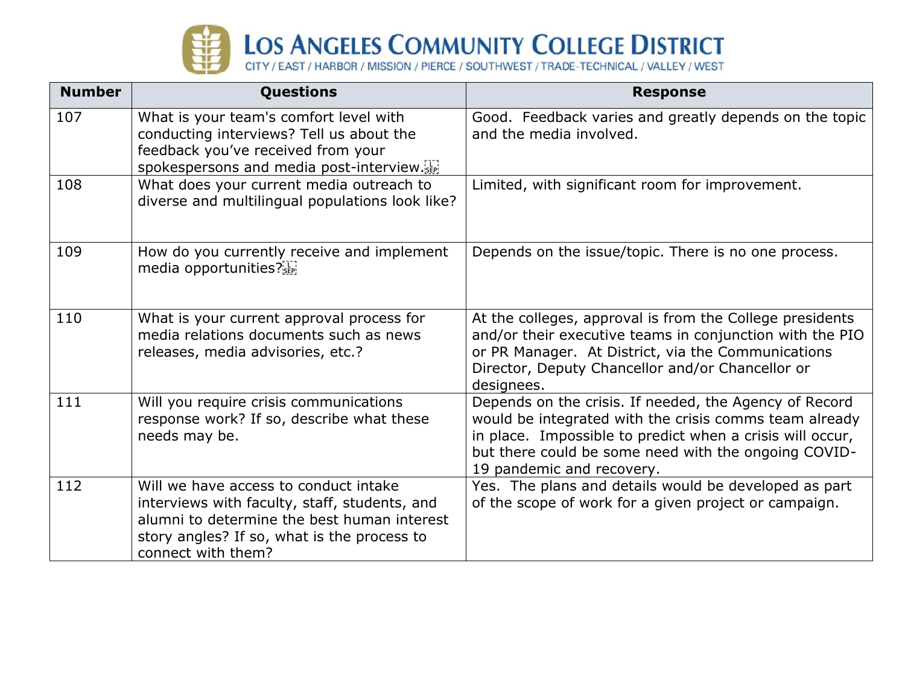| Number | Questions | Response |
|---|---|---|
| 107 | What is your team's comfort level with conducting interviews? Tell us about the feedback you've received from your spokespersons and media post-interview. | Good. Feedback varies and greatly depends on the topic and the media involved. |
| 108 | What does your current media outreach to diverse and multilingual populations look like? | Limited, with significant room for improvement. |
| 109 | How do you currently receive and implement media opportunities? | Depends on the issue/topic. There is no one process. |
| 110 | What is your current approval process for media relations documents such as news releases, media advisories, etc.? | At the colleges, approval is from the College presidents and/or their executive teams in conjunction with the PIO or PR Manager. At District, via the Communications Director, Deputy Chancellor and/or Chancellor or designees. |
| 111 | Will you require crisis communications response work? If so, describe what these needs may be. | Depends on the crisis. If needed, the Agency of Record would be integrated with the crisis comms team already in place. Impossible to predict when a crisis will occur, but there could be some need with the ongoing COVID-19 pandemic and recovery. |
| 112 | Will we have access to conduct intake interviews with faculty, staff, students, and alumni to determine the best human interest story angles? If so, what is the process to connect with them? | Yes. The plans and details would be developed as part of the scope of work for a given project or campaign. |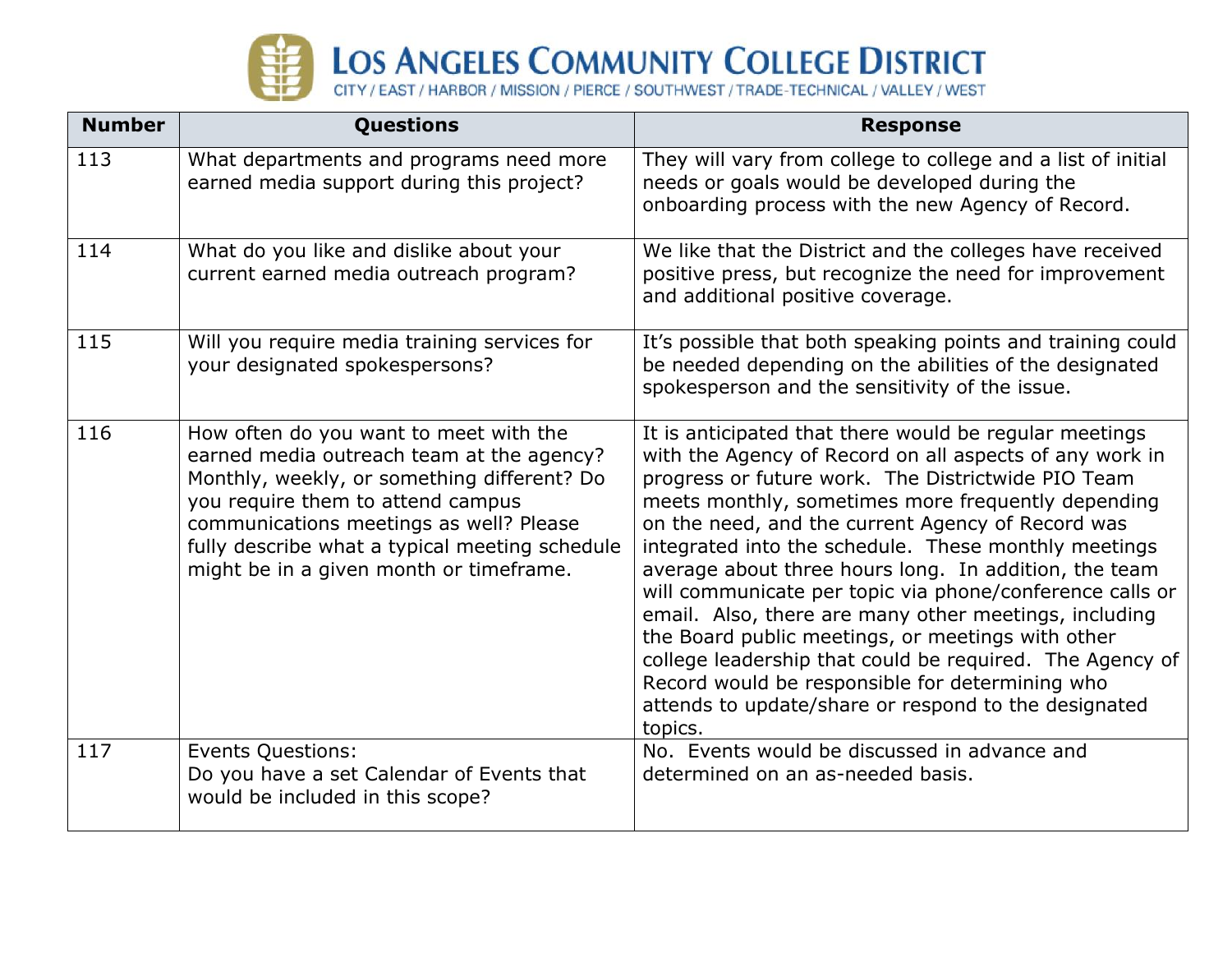| Number | Questions | Response |
|---|---|---|
| 113 | What departments and programs need more earned media support during this project? | They will vary from college to college and a list of initial needs or goals would be developed during the onboarding process with the new Agency of Record. |
| 114 | What do you like and dislike about your current earned media outreach program? | We like that the District and the colleges have received positive press, but recognize the need for improvement and additional positive coverage. |
| 115 | Will you require media training services for your designated spokespersons? | It's possible that both speaking points and training could be needed depending on the abilities of the designated spokesperson and the sensitivity of the issue. |
| 116 | How often do you want to meet with the earned media outreach team at the agency? Monthly, weekly, or something different? Do you require them to attend campus communications meetings as well? Please fully describe what a typical meeting schedule might be in a given month or timeframe. | It is anticipated that there would be regular meetings with the Agency of Record on all aspects of any work in progress or future work. The Districtwide PIO Team meets monthly, sometimes more frequently depending on the need, and the current Agency of Record was integrated into the schedule. These monthly meetings average about three hours long. In addition, the team will communicate per topic via phone/conference calls or email. Also, there are many other meetings, including the Board public meetings, or meetings with other college leadership that could be required. The Agency of Record would be responsible for determining who attends to update/share or respond to the designated topics. |
| 117 | Events Questions:<br>Do you have a set Calendar of Events that would be included in this scope? | No. Events would be discussed in advance and determined on an as-needed basis. |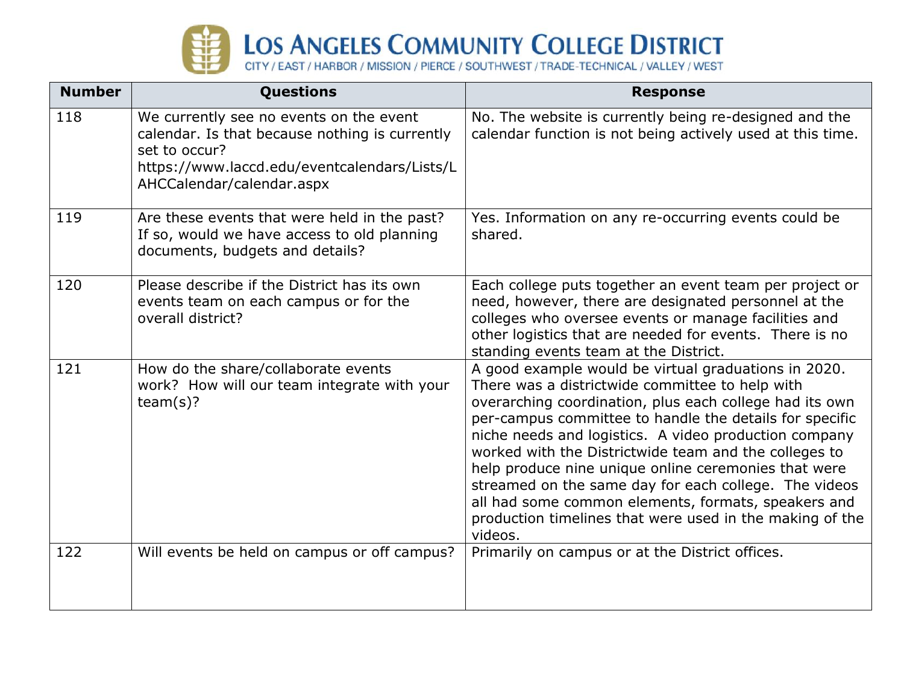LOS ANGELES COMMUNITY COLLEGE DISTRICT
CITY / EAST / HARBOR / MISSION / PIERCE / SOUTHWEST / TRADE-TECHNICAL / VALLEY / WEST

| Number | Questions | Response |
|---|---|---|
| 118 | We currently see no events on the event calendar. Is that because nothing is currently set to occur? https://www.laccd.edu/eventcalendars/Lists/LAHCCalendar/calendar.aspx | No. The website is currently being re-designed and the calendar function is not being actively used at this time. |
| 119 | Are these events that were held in the past? If so, would we have access to old planning documents, budgets and details? | Yes. Information on any re-occurring events could be shared. |
| 120 | Please describe if the District has its own events team on each campus or for the overall district? | Each college puts together an event team per project or need, however, there are designated personnel at the colleges who oversee events or manage facilities and other logistics that are needed for events. There is no standing events team at the District. |
| 121 | How do the share/collaborate events work? How will our team integrate with your team(s)? | A good example would be virtual graduations in 2020. There was a districtwide committee to help with overarching coordination, plus each college had its own per-campus committee to handle the details for specific niche needs and logistics. A video production company worked with the Districtwide team and the colleges to help produce nine unique online ceremonies that were streamed on the same day for each college. The videos all had some common elements, formats, speakers and production timelines that were used in the making of the videos. |
| 122 | Will events be held on campus or off campus? | Primarily on campus or at the District offices. |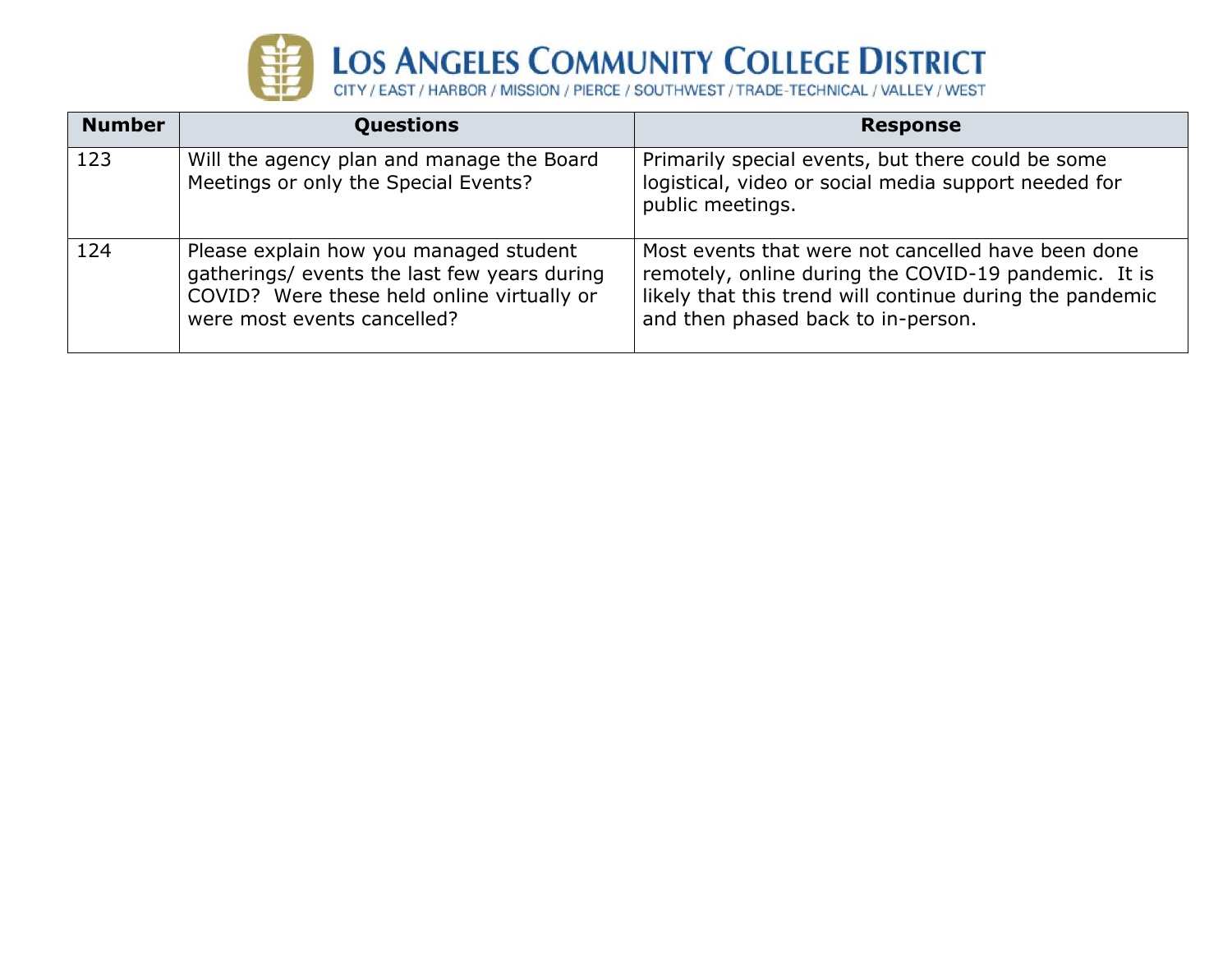| Number | Questions | Response |
|---|---|---|
| 123 | Will the agency plan and manage the Board Meetings or only the Special Events? | Primarily special events, but there could be some logistical, video or social media support needed for public meetings. |
| 124 | Please explain how you managed student gatherings/ events the last few years during COVID? Were these held online virtually or were most events cancelled? | Most events that were not cancelled have been done remotely, online during the COVID-19 pandemic. It is likely that this trend will continue during the pandemic and then phased back to in-person. |